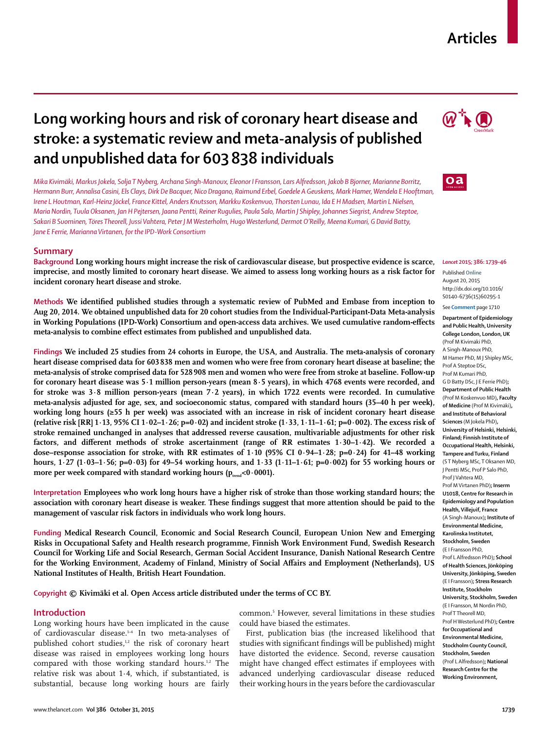# Long working hours and risk of coronary heart disease and stroke: a systematic review and meta-analysis of published and unpublished data for 603 838 individuals

*Mika Kivimäki, Markus Jokela, Solja T Nyberg, Archana Singh-Manoux, Eleonor I Fransson, Lars Alfredsson, Jakob B Bjorner, Marianne Borritz, Hermann Burr, Annalisa Casini, Els Clays, Dirk De Bacquer, Nico Dragano, Raimund Erbel, Goedele A Geuskens, Mark Hamer, Wendela E Hooftman, Irene L Houtman, Karl-Heinz Jöckel, France Kittel, Anders Knutsson, Markku Koskenvuo, Thorsten Lunau, Ida E H Madsen, Martin L Nielsen, Maria Nordin, Tuula Oksanen, Jan H Pejtersen, Jaana Pentti, Reiner Rugulies, Paula Salo, Martin J Shipley, Johannes Siegrist, Andrew Steptoe, Sakari B Suominen, Töres Theorell, Jussi Vahtera, Peter J M Westerholm, Hugo Westerlund, Dermot O'Reilly, Meena Kumari, G David Batty, Jane E Ferrie, Marianna Virtanen, for the IPD-Work Consortium*

## Summary

**Background** Long working hours might increase the risk of cardiovascular disease, but prospective evidence is scarce, imprecise, and mostly limited to coronary heart disease. We aimed to assess long working hours as a risk factor for incident coronary heart disease and stroke.

**Methods** We identified published studies through a systematic review of PubMed and Embase from inception to Aug 20, 2014. We obtained unpublished data for 20 cohort studies from the Individual-Participant-Data Meta-analysis in Working Populations (IPD-Work) Consortium and open-access data archives. We used cumulative random-effects meta-analysis to combine effect estimates from published and unpublished data.

**Findings** We included 25 studies from 24 cohorts in Europe, the USA, and Australia. The meta-analysis of coronary heart disease comprised data for 603 838 men and women who were free from coronary heart disease at baseline; the meta-analysis of stroke comprised data for 528 908 men and women who were free from stroke at baseline. Follow-up for coronary heart disease was 5·1 million person-years (mean 8·5 years), in which 4768 events were recorded, and for stroke was 3·8 million person-years (mean 7·2 years), in which 1722 events were recorded. In cumulative meta-analysis adjusted for age, sex, and socioeconomic status, compared with standard hours (35–40 h per week), working long hours (≥55 h per week) was associated with an increase in risk of incident coronary heart disease (relative risk [RR] 1·13, 95% CI 1·02–1·26; p=0·02) and incident stroke (1·33, 1·11–1·61; p=0·002). The excess risk of stroke remained unchanged in analyses that addressed reverse causation, multivariable adjustments for other risk factors, and different methods of stroke ascertainment (range of RR estimates 1·30–1·42). We recorded a dose–response association for stroke, with RR estimates of 1·10 (95% CI 0·94–1·28; p=0·24) for 41–48 working hours, 1·27 (1·03–1·56; p=0·03) for 49–54 working hours, and 1·33 (1·11–1·61; p=0·002) for 55 working hours or more per week compared with standard working hours ($p_{trend}$<0·0001).

**Interpretation** Employees who work long hours have a higher risk of stroke than those working standard hours; the association with coronary heart disease is weaker. These findings suggest that more attention should be paid to the management of vascular risk factors in individuals who work long hours.

**Funding** Medical Research Council, Economic and Social Research Council, European Union New and Emerging Risks in Occupational Safety and Health research programme, Finnish Work Environment Fund, Swedish Research Council for Working Life and Social Research, German Social Accident Insurance, Danish National Research Centre for the Working Environment, Academy of Finland, Ministry of Social Affairs and Employment (Netherlands), US National Institutes of Health, British Heart Foundation.

**Copyright** © Kivimäki et al. Open Access article distributed under the terms of CC BY.

*Lancet* 2015; 386: 1739–46

Published Online August 20, 2015 http://dx.doi.org/10.1016/S0140-6736(15)60295-1

See Comment page 1710

**Department of Epidemiology and Public Health, University College London, London, UK** (Prof M Kivimäki PhD, A Singh-Manoux PhD, M Hamer PhD, M J Shipley MSc, Prof A Steptoe DSc, Prof M Kumari PhD, G D Batty DSc, J E Ferrie PhD)**; Department of Public Health** (Prof M Koskenvuo MD)**, Faculty of Medicine** (Prof M Kivimäki)**, and Institute of Behavioral Sciences** (M Jokela PhD)**, University of Helsinki, Helsinki, Finland; Finnish Institute of Occupational Health, Helsinki, Tampere and Turku, Finland** (S T Nyberg MSc, T Oksanen MD, J Pentti MSc, Prof P Salo PhD, Prof J Vahtera MD, Prof M Virtanen PhD)**; Inserm U1018, Centre for Research in Epidemiology and Population Health, Villejuif, France** (A Singh-Manoux)**; Institute of Environmental Medicine, Karolinska Institutet, Stockholm, Sweden** (E I Fransson PhD, Prof L Alfredsson PhD)**; School of Health Sciences, Jönköping University, Jönköping, Sweden** (E I Fransson)**; Stress Research Institute, Stockholm University, Stockholm, Sweden** (E I Fransson, M Nordin PhD, Prof T Theorell MD, Prof H Westerlund PhD)**; Centre for Occupational and Environmental Medicine, Stockholm County Council, Stockholm, Sweden** (Prof L Alfredsson)**; National Research Centre for the Working Environment,**

## Introduction

Long working hours have been implicated in the cause of cardiovascular disease.[1–4] In two meta-analyses of published cohort studies,[1,2] the risk of coronary heart disease was raised in employees working long hours compared with those working standard hours.[1,2] The relative risk was about 1·4, which, if substantiated, is substantial, because long working hours are fairly common.[5] However, several limitations in these studies could have biased the estimates.

First, publication bias (the increased likelihood that studies with significant findings will be published) might have distorted the evidence. Second, reverse causation might have changed effect estimates if employees with advanced underlying cardiovascular disease reduced their working hours in the years before the cardiovascular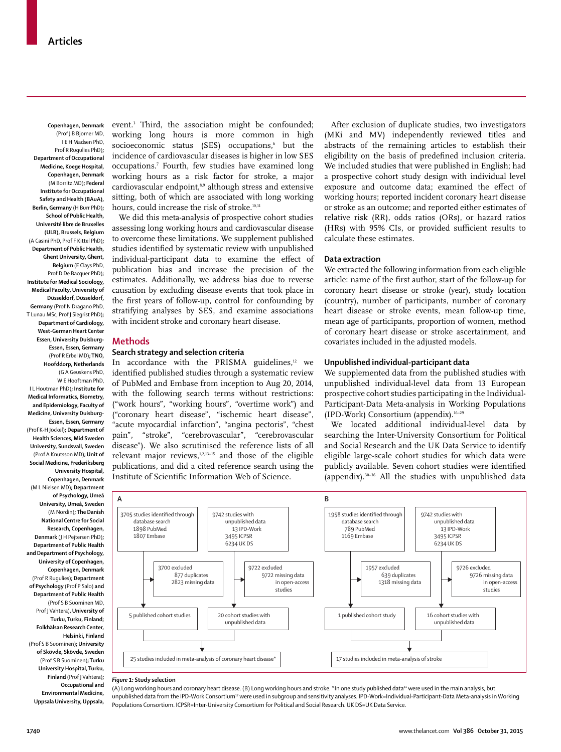Copenhagen, Denmark (Prof J B Bjorner MD, I E H Madsen PhD, Prof R Rugulies PhD); Department of Occupational Medicine, Koege Hospital, Copenhagen, Denmark (M Borritz MD); Federal Institute for Occupational Safety and Health (BAuA), Berlin, Germany (H Burr PhD); School of Public Health, Université libre de Bruxelles (ULB), Brussels, Belgium (A Casini PhD, Prof F Kittel PhD); Department of Public Health, Ghent University, Ghent, Belgium (E Clays PhD, Prof D De Bacquer PhD); Institute for Medical Sociology, Medical Faculty, University of Düsseldorf, Düsseldorf, Germany (Prof N Dragano PhD, T Lunau MSc, Prof J Siegrist PhD); Department of Cardiology, West-German Heart Center Essen, University Duisburg-Essen, Essen, Germany (Prof R Erbel MD); TNO, Hoofddorp, Netherlands (G A Geuskens PhD, W E Hooftman PhD, I L Houtman PhD); Institute for Medical Informatics, Biometry, and Epidemiology, Faculty of Medicine, University Duisburg-Essen, Essen, Germany (Prof K-H Jöckel); Department of Health Sciences, Mid Sweden University, Sundsvall, Sweden (Prof A Knutsson MD); Unit of Social Medicine, Frederiksberg University Hospital, Copenhagen, Denmark (M L Nielsen MD); Department of Psychology, Umeå University, Umeå, Sweden (M Nordin); The Danish National Centre for Social Research, Copenhagen, Denmark (J H Pejtersen PhD); Department of Public Health and Department of Psychology, University of Copenhagen, Copenhagen, Denmark (Prof R Rugulies); Department of Psychology (Prof P Salo) and Department of Public Health (Prof S B Suominen MD, Prof J Vahtera), University of Turku, Turku, Finland; Folkhälsan Research Center, Helsinki, Finland (Prof S B Suominen); University of Skövde, Skövde, Sweden (Prof S B Suominen); Turku University Hospital, Turku, Finland (Prof J Vahtera); Occupational and Environmental Medicine, Uppsala University, Uppsala,

event.[3] Third, the association might be confounded; working long hours is more common in high socioeconomic status (SES) occupations,[6] but the incidence of cardiovascular diseases is higher in low SES occupations.[7] Fourth, few studies have examined long working hours as a risk factor for stroke, a major cardiovascular endpoint,[8,9] although stress and extensive sitting, both of which are associated with long working hours, could increase the risk of stroke.[10,11]

We did this meta-analysis of prospective cohort studies assessing long working hours and cardiovascular disease to overcome these limitations. We supplement published studies identified by systematic review with unpublished individual-participant data to examine the effect of publication bias and increase the precision of the estimates. Additionally, we address bias due to reverse causation by excluding disease events that took place in the first years of follow-up, control for confounding by stratifying analyses by SES, and examine associations with incident stroke and coronary heart disease.

## Methods

### Search strategy and selection criteria

In accordance with the PRISMA guidelines,[12] we identified published studies through a systematic review of PubMed and Embase from inception to Aug 20, 2014, with the following search terms without restrictions: ("work hours", "working hours", "overtime work") and ("coronary heart disease", "ischemic heart disease", "acute myocardial infarction", "angina pectoris", "chest pain", "stroke", "cerebrovascular", "cerebrovascular disease"). We also scrutinised the reference lists of all relevant major reviews,[1,2,13–15] and those of the eligible publications, and did a cited reference search using the Institute of Scientific Information Web of Science.

After exclusion of duplicate studies, two investigators (MKi and MV) independently reviewed titles and abstracts of the remaining articles to establish their eligibility on the basis of predefined inclusion criteria. We included studies that were published in English; had a prospective cohort study design with individual level exposure and outcome data; examined the effect of working hours; reported incident coronary heart disease or stroke as an outcome; and reported either estimates of relative risk (RR), odds ratios (ORs), or hazard ratios (HRs) with 95% CIs, or provided sufficient results to calculate these estimates.

### Data extraction

We extracted the following information from each eligible article: name of the first author, start of the follow-up for coronary heart disease or stroke (year), study location (country), number of participants, number of coronary heart disease or stroke events, mean follow-up time, mean age of participants, proportion of women, method of coronary heart disease or stroke ascertainment, and covariates included in the adjusted models.

### Unpublished individual-participant data

We supplemented data from the published studies with unpublished individual-level data from 13 European prospective cohort studies participating in the Individual-Participant-Data Meta-analysis in Working Populations (IPD-Work) Consortium (appendix).[16–29]

We located additional individual-level data by searching the Inter-University Consortium for Political and Social Research and the UK Data Service to identify eligible large-scale cohort studies for which data were publicly available. Seven cohort studies were identified (appendix).[30–36] All the studies with unpublished data

**A**

- 3705 studies identified through database search: 1898 PubMed, 1807 Embase
  - 3700 excluded: 877 duplicates, 2823 missing data
  - → 5 published cohort studies
- 9742 studies with unpublished data: 13 IPD-Work, 3495 ICPSR, 6234 UK DS
  - 9722 excluded: 9722 missing data in open-access studies
  - → 20 cohort studies with unpublished data
- → 25 studies included in meta-analysis of coronary heart disease*

**B**

- 1958 studies identified through database search: 789 PubMed, 1169 Embase
  - 1957 excluded: 639 duplicates, 1318 missing data
  - → 1 published cohort study
- 9742 studies with unpublished data: 13 IPD-Work, 3495 ICPSR, 6234 UK DS
  - 9726 excluded: 9726 missing data in open-access studies
  - → 16 cohort studies with unpublished data
- → 17 studies included in meta-analysis of stroke

*Figure 1:* **Study selection**

(A) Long working hours and coronary heart disease. (B) Long working hours and stroke. *In one study published data[41] were used in the main analysis, but unpublished data from the IPD-Work Consortium[17] were used in subgroup and sensitivity analyses. IPD-Work=Individual-Participant-Data Meta-analysis in Working Populations Consortium. ICPSR=Inter-University Consortium for Political and Social Research. UK DS=UK Data Service.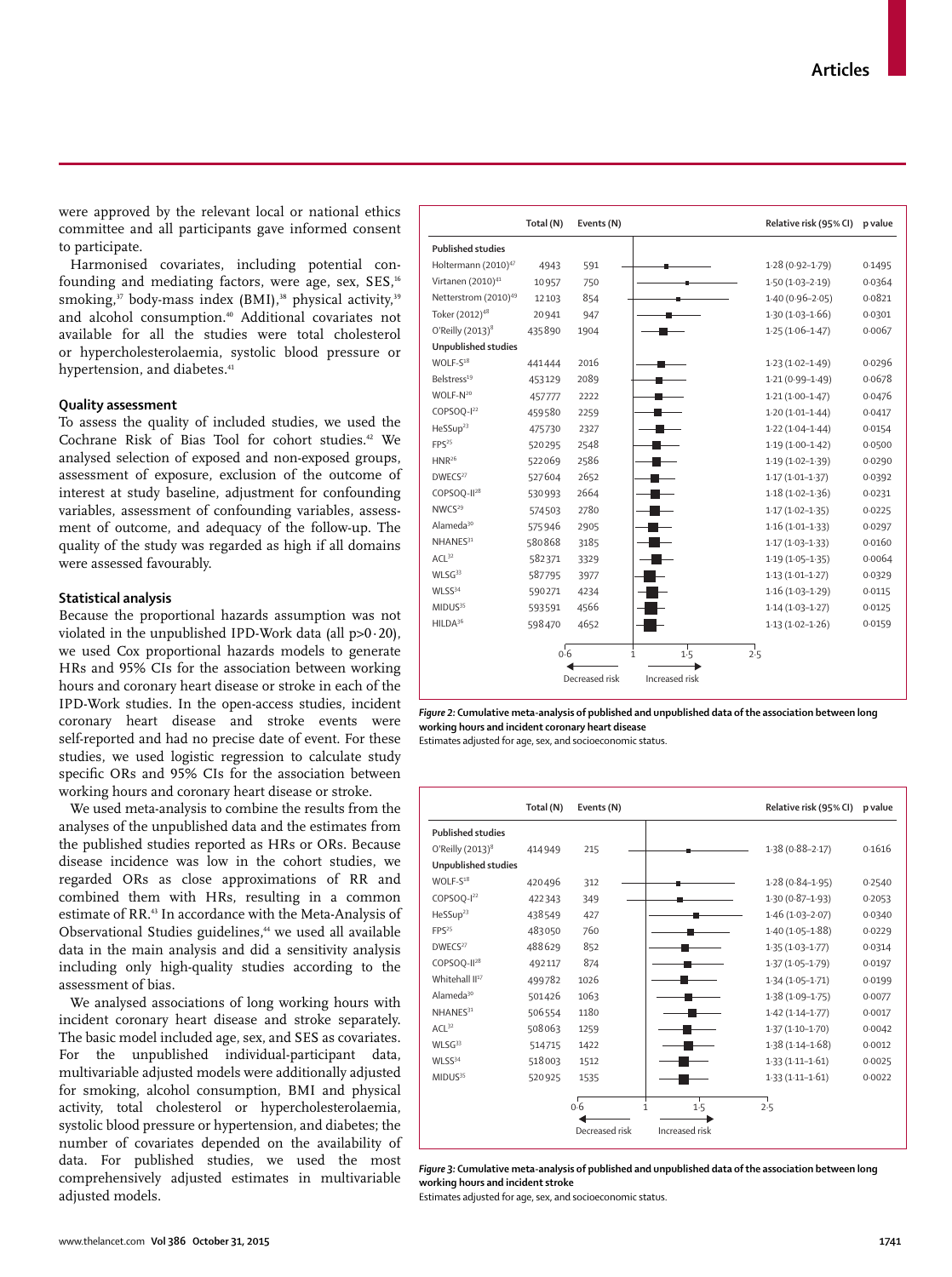were approved by the relevant local or national ethics committee and all participants gave informed consent to participate.

Harmonised covariates, including potential confounding and mediating factors, were age, sex, SES,[16] smoking,[37] body-mass index (BMI),[38] physical activity,[39] and alcohol consumption.[40] Additional covariates not available for all the studies were total cholesterol or hypercholesterolaemia, systolic blood pressure or hypertension, and diabetes.[41]

### Quality assessment

To assess the quality of included studies, we used the Cochrane Risk of Bias Tool for cohort studies.[42] We analysed selection of exposed and non-exposed groups, assessment of exposure, exclusion of the outcome of interest at study baseline, adjustment for confounding variables, assessment of confounding variables, assessment of outcome, and adequacy of the follow-up. The quality of the study was regarded as high if all domains were assessed favourably.

### Statistical analysis

Because the proportional hazards assumption was not violated in the unpublished IPD-Work data (all $p>0·20$), we used Cox proportional hazards models to generate HRs and 95% CIs for the association between working hours and coronary heart disease or stroke in each of the IPD-Work studies. In the open-access studies, incident coronary heart disease and stroke events were self-reported and had no precise date of event. For these studies, we used logistic regression to calculate study specific ORs and 95% CIs for the association between working hours and coronary heart disease or stroke.

We used meta-analysis to combine the results from the analyses of the unpublished data and the estimates from the published studies reported as HRs or ORs. Because disease incidence was low in the cohort studies, we regarded ORs as close approximations of RR and combined them with HRs, resulting in a common estimate of RR.[43] In accordance with the Meta-Analysis of Observational Studies guidelines,[44] we used all available data in the main analysis and did a sensitivity analysis including only high-quality studies according to the assessment of bias.

We analysed associations of long working hours with incident coronary heart disease and stroke separately. The basic model included age, sex, and SES as covariates. For the unpublished individual-participant data, multivariable adjusted models were additionally adjusted for smoking, alcohol consumption, BMI and physical activity, total cholesterol or hypercholesterolaemia, systolic blood pressure or hypertension, and diabetes; the number of covariates depended on the availability of data. For published studies, we used the most comprehensively adjusted estimates in multivariable adjusted models.

| | Total (N) | Events (N) | Relative risk (95% CI) | p value |
|---|---|---|---|---|
| **Published studies** | | | | |
| Holtermann (2010)[47] | 4943 | 591 | 1·28 (0·92–1·79) | 0·1495 |
| Virtanen (2010)[41] | 10957 | 750 | 1·50 (1·03–2·19) | 0·0364 |
| Netterstrom (2010)[49] | 12103 | 854 | 1·40 (0·96–2·05) | 0·0821 |
| Toker (2012)[48] | 20941 | 947 | 1·30 (1·03–1·66) | 0·0301 |
| O'Reilly (2013)[8] | 435890 | 1904 | 1·25 (1·06–1·47) | 0·0067 |
| **Unpublished studies** | | | | |
| WOLF-S[18] | 441444 | 2016 | 1·23 (1·02–1·49) | 0·0296 |
| Belstress[19] | 453129 | 2089 | 1·21 (0·99–1·49) | 0·0678 |
| WOLF-N[20] | 457777 | 2222 | 1·21 (1·00–1·47) | 0·0476 |
| COPSOQ-I[22] | 459580 | 2259 | 1·20 (1·01–1·44) | 0·0417 |
| HeSSup[23] | 475730 | 2327 | 1·22 (1·04–1·44) | 0·0154 |
| FPS[25] | 520295 | 2548 | 1·19 (1·00–1·42) | 0·0500 |
| HNR[26] | 522069 | 2586 | 1·19 (1·02–1·39) | 0·0290 |
| DWECS[27] | 527604 | 2652 | 1·17 (1·01–1·37) | 0·0392 |
| COPSOQ-II[28] | 530993 | 2664 | 1·18 (1·02–1·36) | 0·0231 |
| NWCS[29] | 574503 | 2780 | 1·17 (1·02–1·35) | 0·0225 |
| Alameda[30] | 575946 | 2905 | 1·16 (1·01–1·33) | 0·0297 |
| NHANES[31] | 580868 | 3185 | 1·17 (1·03–1·33) | 0·0160 |
| ACL[32] | 582371 | 3329 | 1·19 (1·05–1·35) | 0·0064 |
| WLSG[33] | 587795 | 3977 | 1·13 (1·01–1·27) | 0·0329 |
| WLSS[34] | 590271 | 4234 | 1·16 (1·03–1·29) | 0·0115 |
| MIDUS[35] | 593591 | 4566 | 1·14 (1·03–1·27) | 0·0125 |
| HILDA[36] | 598470 | 4652 | 1·13 (1·02–1·26) | 0·0159 |

*Figure 2:* **Cumulative meta-analysis of published and unpublished data of the association between long working hours and incident coronary heart disease**
Estimates adjusted for age, sex, and socioeconomic status.

| | Total (N) | Events (N) | Relative risk (95% CI) | p value |
|---|---|---|---|---|
| **Published studies** | | | | |
| O'Reilly (2013)[8] | 414949 | 215 | 1·38 (0·88–2·17) | 0·1616 |
| **Unpublished studies** | | | | |
| WOLF-S[18] | 420496 | 312 | 1·28 (0·84–1·95) | 0·2540 |
| COPSOQ-I[22] | 422343 | 349 | 1·30 (0·87–1·93) | 0·2053 |
| HeSSup[23] | 438549 | 427 | 1·46 (1·03–2·07) | 0·0340 |
| FPS[25] | 483050 | 760 | 1·40 (1·05–1·88) | 0·0229 |
| DWECS[27] | 488629 | 852 | 1·35 (1·03–1·77) | 0·0314 |
| COPSOQ-II[28] | 492117 | 874 | 1·37 (1·05–1·79) | 0·0197 |
| Whitehall II[17] | 499782 | 1026 | 1·34 (1·05–1·71) | 0·0199 |
| Alameda[30] | 501426 | 1063 | 1·38 (1·09–1·75) | 0·0077 |
| NHANES[31] | 506554 | 1180 | 1·42 (1·14–1·77) | 0·0017 |
| ACL[32] | 508063 | 1259 | 1·37 (1·10–1·70) | 0·0042 |
| WLSG[33] | 514715 | 1422 | 1·38 (1·14–1·68) | 0·0012 |
| WLSS[34] | 518003 | 1512 | 1·33 (1·11–1·61) | 0·0025 |
| MIDUS[35] | 520925 | 1535 | 1·33 (1·11–1·61) | 0·0022 |

*Figure 3:* **Cumulative meta-analysis of published and unpublished data of the association between long working hours and incident stroke**
Estimates adjusted for age, sex, and socioeconomic status.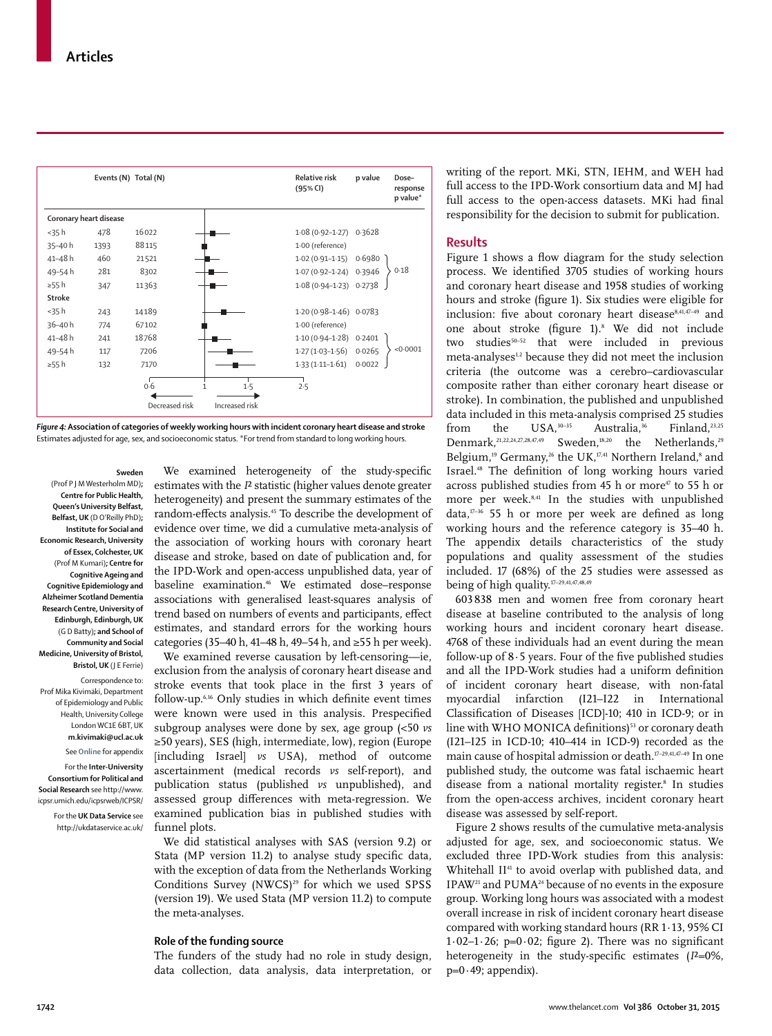| | Events (N) | Total (N) | Relative risk (95% CI) | p value | Dose–response p value* |
|---|---|---|---|---|---|
| **Coronary heart disease** | | | | | |
| <35 h | 478 | 16022 | 1·08 (0·92–1·27) | 0·3628 | |
| 35–40 h | 1393 | 88115 | 1·00 (reference) | | |
| 41–48 h | 460 | 21521 | 1·02 (0·91–1·15) | 0·6980 | 0·18 |
| 49–54 h | 281 | 8302 | 1·07 (0·92–1·24) | 0·3946 | |
| ≥55 h | 347 | 11363 | 1·08 (0·94–1·23) | 0·2738 | |
| **Stroke** | | | | | |
| <35 h | 243 | 14189 | 1·20 (0·98–1·46) | 0·0783 | |
| 36–40 h | 774 | 67102 | 1·00 (reference) | | |
| 41–48 h | 241 | 18768 | 1·10 (0·94–1·28) | 0·2401 | <0·0001 |
| 49–54 h | 117 | 7206 | 1·27 (1·03–1·56) | 0·0265 | |
| ≥55 h | 132 | 7170 | 1·33 (1·11–1·61) | 0·0022 | |

*Figure 4:* **Association of categories of weekly working hours with incident coronary heart disease and stroke**
Estimates adjusted for age, sex, and socioeconomic status. *For trend from standard to long working hours.

We examined heterogeneity of the study-specific estimates with the $I^2$ statistic (higher values denote greater heterogeneity) and present the summary estimates of the random-effects analysis.[45] To describe the development of evidence over time, we did a cumulative meta-analysis of the association of working hours with coronary heart disease and stroke, based on date of publication and, for the IPD-Work and open-access unpublished data, year of baseline examination.[46] We estimated dose–response associations with generalised least-squares analysis of trend based on numbers of events and participants, effect estimates, and standard errors for the working hours categories (35–40 h, 41–48 h, 49–54 h, and ≥55 h per week).

We examined reverse causation by left-censoring—ie, exclusion from the analysis of coronary heart disease and stroke events that took place in the first 3 years of follow-up.[6,16] Only studies in which definite event times were known were used in this analysis. Prespecified subgroup analyses were done by sex, age group (<50 *vs* ≥50 years), SES (high, intermediate, low), region (Europe [including Israel] *vs* USA), method of outcome ascertainment (medical records *vs* self-report), and publication status (published *vs* unpublished), and assessed group differences with meta-regression. We examined publication bias in published studies with funnel plots.

We did statistical analyses with SAS (version 9.2) or Stata (MP version 11.2) to analyse study specific data, with the exception of data from the Netherlands Working Conditions Survey (NWCS)[29] for which we used SPSS (version 19). We used Stata (MP version 11.2) to compute the meta-analyses.

### Role of the funding source

The funders of the study had no role in study design, data collection, data analysis, data interpretation, or writing of the report. MKi, STN, IEHM, and WEH had full access to the IPD-Work consortium data and MJ had full access to the open-access datasets. MKi had final responsibility for the decision to submit for publication.

Sweden (Prof P J M Westerholm MD); Centre for Public Health, Queen's University Belfast, Belfast, UK (D O'Reilly PhD); Institute for Social and Economic Research, University of Essex, Colchester, UK (Prof M Kumari); Centre for Cognitive Ageing and Cognitive Epidemiology and Alzheimer Scotland Dementia Research Centre, University of Edinburgh, Edinburgh, UK (G D Batty); and School of Community and Social Medicine, University of Bristol, Bristol, UK (J E Ferrie)

Correspondence to: Prof Mika Kivimäki, Department of Epidemiology and Public Health, University College London WC1E 6BT, UK **m.kivimaki@ucl.ac.uk**

See **Online** for appendix

For the **Inter-University Consortium for Political and Social Research** see http://www.icpsr.umich.edu/icpsrweb/ICPSR/

For the **UK Data Service** see http://ukdataservice.ac.uk/

## Results

Figure 1 shows a flow diagram for the study selection process. We identified 3705 studies of working hours and coronary heart disease and 1958 studies of working hours and stroke (figure 1). Six studies were eligible for inclusion: five about coronary heart disease[8,41,47–49] and one about stroke (figure 1).[8] We did not include two studies[50–52] that were included in previous meta-analyses[1,2] because they did not meet the inclusion criteria (the outcome was a cerebro–cardiovascular composite rather than either coronary heart disease or stroke). In combination, the published and unpublished data included in this meta-analysis comprised 25 studies from the USA,[30–35] Australia,[36] Finland,[23,25] Denmark,[21,22,24,27,28,47,49] Sweden,[18,20] the Netherlands,[29] Belgium,[19] Germany,[26] the UK,[17,41] Northern Ireland,[8] and Israel.[48] The definition of long working hours varied across published studies from 45 h or more[47] to 55 h or more per week.[8,41] In the studies with unpublished data,[17–36] 55 h or more per week are defined as long working hours and the reference category is 35–40 h. The appendix details characteristics of the study populations and quality assessment of the studies included. 17 (68%) of the 25 studies were assessed as being of high quality.[17–29,41,47,48,49]

603 838 men and women free from coronary heart disease at baseline contributed to the analysis of long working hours and incident coronary heart disease. 4768 of these individuals had an event during the mean follow-up of 8·5 years. Four of the five published studies and all the IPD-Work studies had a uniform definition of incident coronary heart disease, with non-fatal myocardial infarction (I21–I22 in International Classification of Diseases [ICD]-10; 410 in ICD-9; or in line with WHO MONICA definitions)[53] or coronary death (I21–I25 in ICD-10; 410–414 in ICD-9) recorded as the main cause of hospital admission or death.[17–29,41,47–49] In one published study, the outcome was fatal ischaemic heart disease from a national mortality register.[8] In studies from the open-access archives, incident coronary heart disease was assessed by self-report.

Figure 2 shows results of the cumulative meta-analysis adjusted for age, sex, and socioeconomic status. We excluded three IPD-Work studies from this analysis: Whitehall II[41] to avoid overlap with published data, and IPAW[21] and PUMA[24] because of no events in the exposure group. Working long hours was associated with a modest overall increase in risk of incident coronary heart disease compared with working standard hours (RR 1·13, 95% CI 1·02–1·26; p=0·02; figure 2). There was no significant heterogeneity in the study-specific estimates ($I^2$=0%, p=0·49; appendix).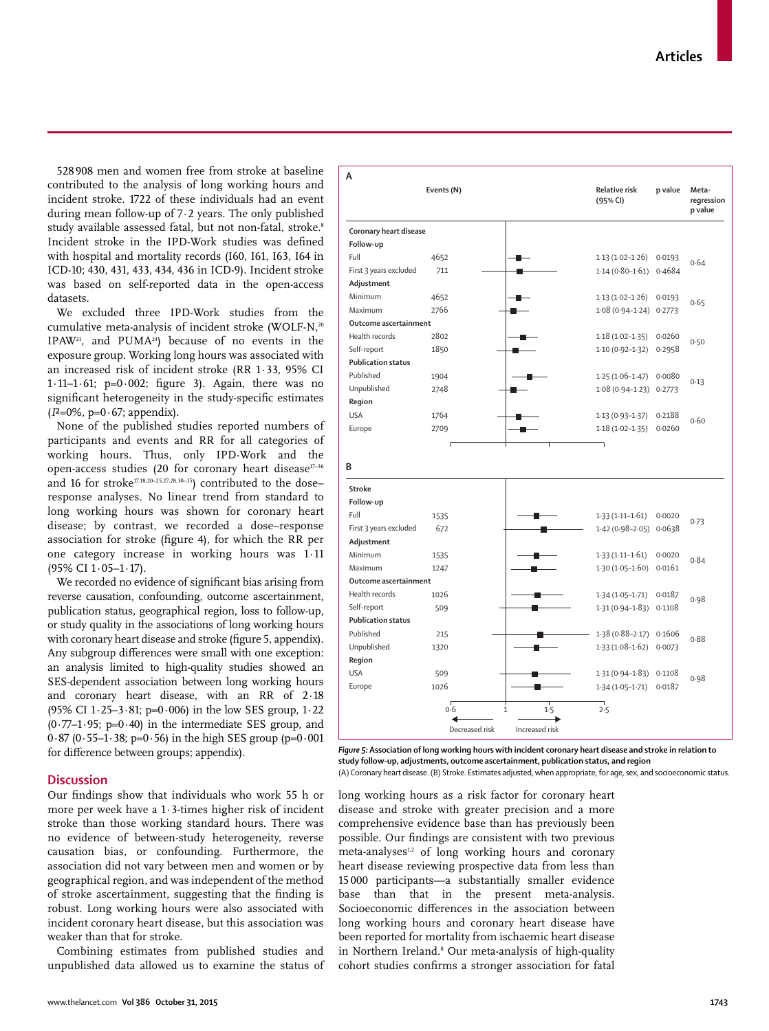528 908 men and women free from stroke at baseline contributed to the analysis of long working hours and incident stroke. 1722 of these individuals had an event during mean follow-up of 7·2 years. The only published study available assessed fatal, but not non-fatal, stroke.[8] Incident stroke in the IPD-Work studies was defined with hospital and mortality records (I60, I61, I63, I64 in ICD-10; 430, 431, 433, 434, 436 in ICD-9). Incident stroke was based on self-reported data in the open-access datasets.

We excluded three IPD-Work studies from the cumulative meta-analysis of incident stroke (WOLF-N,[20] IPAW[21], and PUMA[24]) because of no events in the exposure group. Working long hours was associated with an increased risk of incident stroke (RR 1·33, 95% CI 1·11–1·61; p=0·002; figure 3). Again, there was no significant heterogeneity in the study-specific estimates ($I^2$=0%, p=0·67; appendix).

None of the published studies reported numbers of participants and events and RR for all categories of working hours. Thus, only IPD-Work and the open-access studies (20 for coronary heart disease[17–36] and 16 for stroke[17,18,20–25,27,28,30–35]) contributed to the dose–response analyses. No linear trend from standard to long working hours was shown for coronary heart disease; by contrast, we recorded a dose–response association for stroke (figure 4), for which the RR per one category increase in working hours was 1·11 (95% CI 1·05–1·17).

We recorded no evidence of significant bias arising from reverse causation, confounding, outcome ascertainment, publication status, geographical region, loss to follow-up, or study quality in the associations of long working hours with coronary heart disease and stroke (figure 5, appendix). Any subgroup differences were small with one exception: an analysis limited to high-quality studies showed an SES-dependent association between long working hours and coronary heart disease, with an RR of 2·18 (95% CI 1·25–3·81; p=0·006) in the low SES group, 1·22 (0·77–1·95; p=0·40) in the intermediate SES group, and 0·87 (0·55–1·38; p=0·56) in the high SES group (p=0·001 for difference between groups; appendix).

**A**

| | Events (N) | Relative risk (95% CI) | p value | Meta-regression p value |
|---|---|---|---|---|
| **Coronary heart disease** | | | | |
| **Follow-up** | | | | |
| Full | 4652 | 1·13 (1·02–1·26) | 0·0193 | 0·64 |
| First 3 years excluded | 711 | 1·14 (0·80–1·61) | 0·4684 | |
| **Adjustment** | | | | |
| Minimum | 4652 | 1·13 (1·02–1·26) | 0·0193 | 0·65 |
| Maximum | 2766 | 1·08 (0·94–1·24) | 0·2773 | |
| **Outcome ascertainment** | | | | |
| Health records | 2802 | 1·18 (1·02–1·35) | 0·0260 | 0·50 |
| Self-report | 1850 | 1·10 (0·92–1·32) | 0·2958 | |
| **Publication status** | | | | |
| Published | 1904 | 1·25 (1·06–1·47) | 0·0080 | 0·13 |
| Unpublished | 2748 | 1·08 (0·94–1·23) | 0·2773 | |
| **Region** | | | | |
| USA | 1764 | 1·13 (0·93–1·37) | 0·2188 | 0·60 |
| Europe | 2709 | 1·18 (1·02–1·35) | 0·0260 | |

**B**

| | Events (N) | Relative risk (95% CI) | p value | Meta-regression p value |
|---|---|---|---|---|
| **Stroke** | | | | |
| **Follow-up** | | | | |
| Full | 1535 | 1·33 (1·11–1·61) | 0·0020 | 0·73 |
| First 3 years excluded | 672 | 1·42 (0·98–2·05) | 0·0638 | |
| **Adjustment** | | | | |
| Minimum | 1535 | 1·33 (1·11–1·61) | 0·0020 | 0·84 |
| Maximum | 1247 | 1·30 (1·05–1·60) | 0·0161 | |
| **Outcome ascertainment** | | | | |
| Health records | 1026 | 1·34 (1·05–1·71) | 0·0187 | 0·98 |
| Self-report | 509 | 1·31 (0·94–1·83) | 0·1108 | |
| **Publication status** | | | | |
| Published | 215 | 1·38 (0·88–2·17) | 0·1606 | 0·88 |
| Unpublished | 1320 | 1·33 (1·08–1·62) | 0·0073 | |
| **Region** | | | | |
| USA | 509 | 1·31 (0·94–1·83) | 0·1108 | 0·98 |
| Europe | 1026 | 1·34 (1·05–1·71) | 0·0187 | |

0·6 1 1·5 2·5 — Decreased risk / Increased risk

**Figure 5: Association of long working hours with incident coronary heart disease and stroke in relation to study follow-up, adjustments, outcome ascertainment, publication status, and region**
(A) Coronary heart disease. (B) Stroke. Estimates adjusted, when appropriate, for age, sex, and socioeconomic status.

## Discussion

Our findings show that individuals who work 55 h or more per week have a 1·3-times higher risk of incident stroke than those working standard hours. There was no evidence of between-study heterogeneity, reverse causation bias, or confounding. Furthermore, the association did not vary between men and women or by geographical region, and was independent of the method of stroke ascertainment, suggesting that the finding is robust. Long working hours were also associated with incident coronary heart disease, but this association was weaker than that for stroke.

Combining estimates from published studies and unpublished data allowed us to examine the status of long working hours as a risk factor for coronary heart disease and stroke with greater precision and a more comprehensive evidence base than has previously been possible. Our findings are consistent with two previous meta-analyses[1,2] of long working hours and coronary heart disease reviewing prospective data from less than 15 000 participants—a substantially smaller evidence base than that in the present meta-analysis. Socioeconomic differences in the association between long working hours and coronary heart disease have been reported for mortality from ischaemic heart disease in Northern Ireland.[8] Our meta-analysis of high-quality cohort studies confirms a stronger association for fatal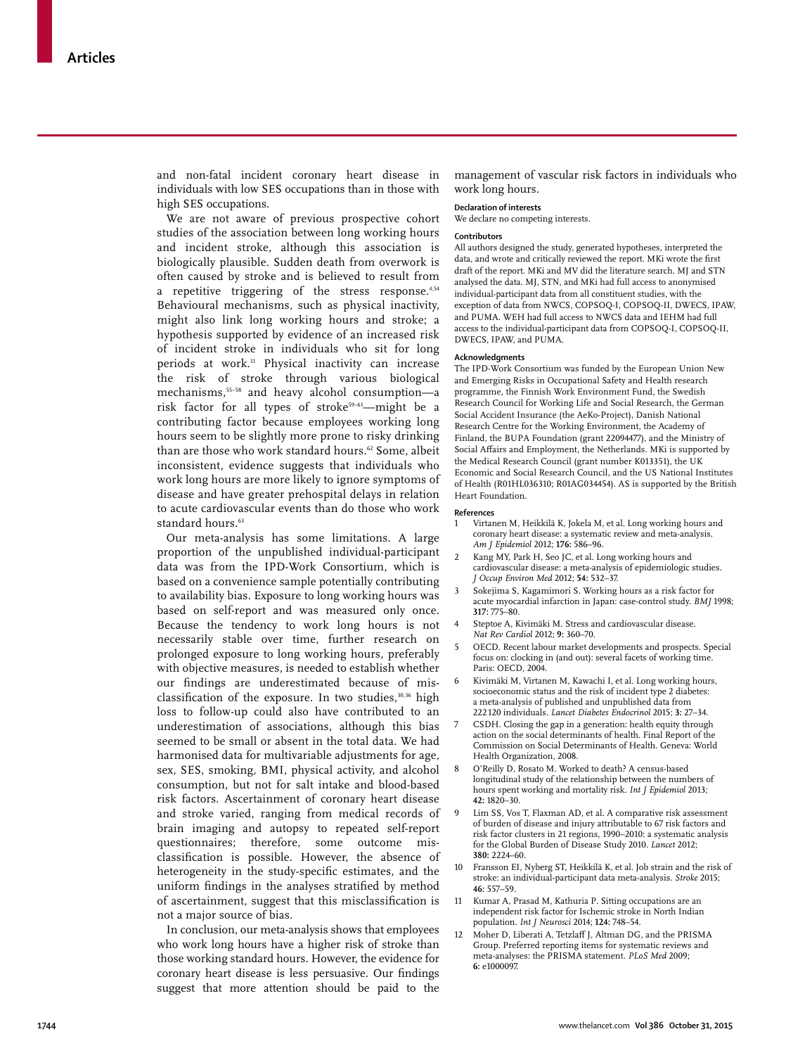and non-fatal incident coronary heart disease in individuals with low SES occupations than in those with high SES occupations.

We are not aware of previous prospective cohort studies of the association between long working hours and incident stroke, although this association is biologically plausible. Sudden death from overwork is often caused by stroke and is believed to result from a repetitive triggering of the stress response.[4,54] Behavioural mechanisms, such as physical inactivity, might also link long working hours and stroke; a hypothesis supported by evidence of an increased risk of incident stroke in individuals who sit for long periods at work.[11] Physical inactivity can increase the risk of stroke through various biological mechanisms,[55–58] and heavy alcohol consumption—a risk factor for all types of stroke[59–61]—might be a contributing factor because employees working long hours seem to be slightly more prone to risky drinking than are those who work standard hours.[62] Some, albeit inconsistent, evidence suggests that individuals who work long hours are more likely to ignore symptoms of disease and have greater prehospital delays in relation to acute cardiovascular events than do those who work standard hours.[63]

Our meta-analysis has some limitations. A large proportion of the unpublished individual-participant data was from the IPD-Work Consortium, which is based on a convenience sample potentially contributing to availability bias. Exposure to long working hours was based on self-report and was measured only once. Because the tendency to work long hours is not necessarily stable over time, further research on prolonged exposure to long working hours, preferably with objective measures, is needed to establish whether our findings are underestimated because of misclassification of the exposure. In two studies,[30,36] high loss to follow-up could also have contributed to an underestimation of associations, although this bias seemed to be small or absent in the total data. We had harmonised data for multivariable adjustments for age, sex, SES, smoking, BMI, physical activity, and alcohol consumption, but not for salt intake and blood-based risk factors. Ascertainment of coronary heart disease and stroke varied, ranging from medical records of brain imaging and autopsy to repeated self-report questionnaires; therefore, some outcome misclassification is possible. However, the absence of heterogeneity in the study-specific estimates, and the uniform findings in the analyses stratified by method of ascertainment, suggest that this misclassification is not a major source of bias.

In conclusion, our meta-analysis shows that employees who work long hours have a higher risk of stroke than those working standard hours. However, the evidence for coronary heart disease is less persuasive. Our findings suggest that more attention should be paid to the management of vascular risk factors in individuals who work long hours.

#### Declaration of interests

We declare no competing interests.

#### Contributors

All authors designed the study, generated hypotheses, interpreted the data, and wrote and critically reviewed the report. MKi wrote the first draft of the report. MKi and MV did the literature search. MJ and STN analysed the data. MJ, STN, and MKi had full access to anonymised individual-participant data from all constituent studies, with the exception of data from NWCS, COPSOQ-I, COPSOQ-II, DWECS, IPAW, and PUMA. WEH had full access to NWCS data and IEHM had full access to the individual-participant data from COPSOQ-I, COPSOQ-II, DWECS, IPAW, and PUMA.

#### Acknowledgments

The IPD-Work Consortium was funded by the European Union New and Emerging Risks in Occupational Safety and Health research programme, the Finnish Work Environment Fund, the Swedish Research Council for Working Life and Social Research, the German Social Accident Insurance (the AeKo-Project), Danish National Research Centre for the Working Environment, the Academy of Finland, the BUPA Foundation (grant 22094477), and the Ministry of Social Affairs and Employment, the Netherlands. MKi is supported by the Medical Research Council (grant number K013351), the UK Economic and Social Research Council, and the US National Institutes of Health (R01HL036310; R01AG034454). AS is supported by the British Heart Foundation.

#### References

1. Virtanen M, Heikkilä K, Jokela M, et al. Long working hours and coronary heart disease: a systematic review and meta-analysis. *Am J Epidemiol* 2012; **176:** 586–96.
2. Kang MY, Park H, Seo JC, et al. Long working hours and cardiovascular disease: a meta-analysis of epidemiologic studies. *J Occup Environ Med* 2012; **54:** 532–37.
3. Sokejima S, Kagamimori S. Working hours as a risk factor for acute myocardial infarction in Japan: case-control study. *BMJ* 1998; **317:** 775–80.
4. Steptoe A, Kivimäki M. Stress and cardiovascular disease. *Nat Rev Cardiol* 2012; **9:** 360–70.
5. OECD. Recent labour market developments and prospects. Special focus on: clocking in (and out): several facets of working time. Paris: OECD, 2004.
6. Kivimäki M, Virtanen M, Kawachi I, et al. Long working hours, socioeconomic status and the risk of incident type 2 diabetes: a meta-analysis of published and unpublished data from 222 120 individuals. *Lancet Diabetes Endocrinol* 2015; **3:** 27–34.
7. CSDH. Closing the gap in a generation: health equity through action on the social determinants of health. Final Report of the Commission on Social Determinants of Health. Geneva: World Health Organization, 2008.
8. O'Reilly D, Rosato M. Worked to death? A census-based longitudinal study of the relationship between the numbers of hours spent working and mortality risk. *Int J Epidemiol* 2013; **42:** 1820–30.
9. Lim SS, Vos T, Flaxman AD, et al. A comparative risk assessment of burden of disease and injury attributable to 67 risk factors and risk factor clusters in 21 regions, 1990–2010: a systematic analysis for the Global Burden of Disease Study 2010. *Lancet* 2012; **380:** 2224–60.
10. Fransson EI, Nyberg ST, Heikkilä K, et al. Job strain and the risk of stroke: an individual-participant data meta-analysis. *Stroke* 2015; **46:** 557–59.
11. Kumar A, Prasad M, Kathuria P. Sitting occupations are an independent risk factor for Ischemic stroke in North Indian population. *Int J Neurosci* 2014; **124:** 748–54.
12. Moher D, Liberati A, Tetzlaff J, Altman DG, and the PRISMA Group. Preferred reporting items for systematic reviews and meta-analyses: the PRISMA statement. *PLoS Med* 2009; **6:** e1000097.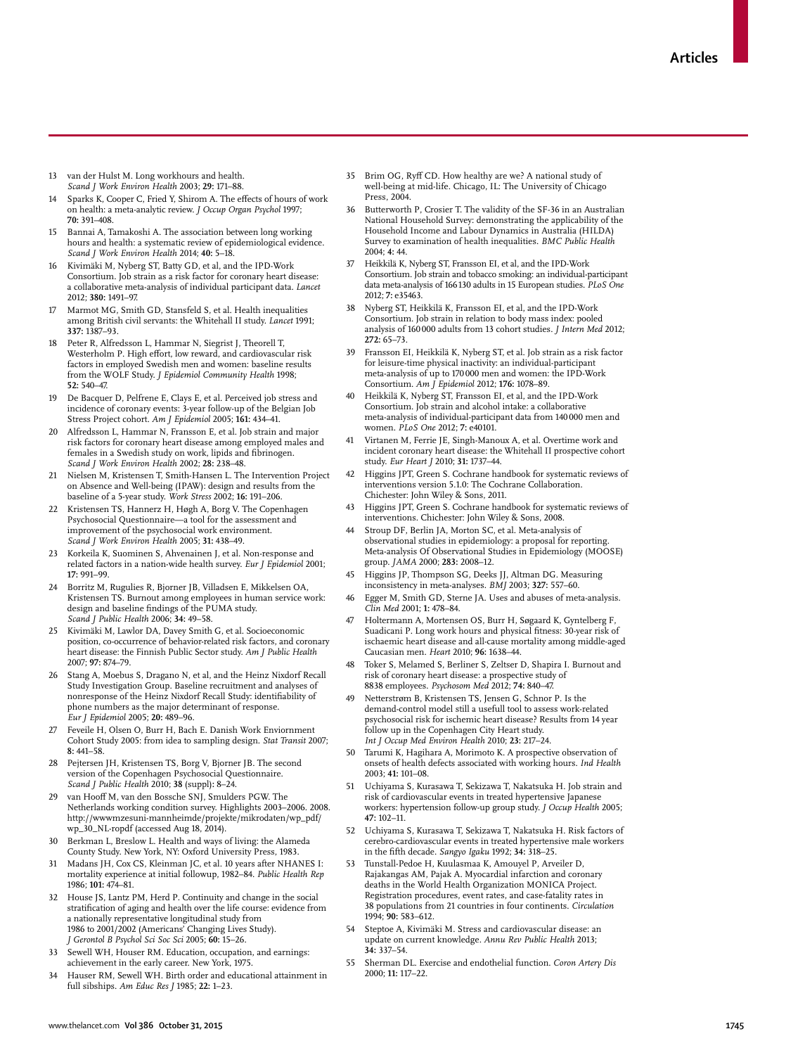13 van der Hulst M. Long workhours and health. *Scand J Work Environ Health* 2003; **29:** 171–88.

14 Sparks K, Cooper C, Fried Y, Shirom A. The effects of hours of work on health: a meta-analytic review. *J Occup Organ Psychol* 1997; **70:** 391–408.

15 Bannai A, Tamakoshi A. The association between long working hours and health: a systematic review of epidemiological evidence. *Scand J Work Environ Health* 2014; **40:** 5–18.

16 Kivimäki M, Nyberg ST, Batty GD, et al, and the IPD-Work Consortium. Job strain as a risk factor for coronary heart disease: a collaborative meta-analysis of individual participant data. *Lancet* 2012; **380:** 1491–97.

17 Marmot MG, Smith GD, Stansfeld S, et al. Health inequalities among British civil servants: the Whitehall II study. *Lancet* 1991; **337:** 1387–93.

18 Peter R, Alfredsson L, Hammar N, Siegrist J, Theorell T, Westerholm P. High effort, low reward, and cardiovascular risk factors in employed Swedish men and women: baseline results from the WOLF Study. *J Epidemiol Community Health* 1998; **52:** 540–47.

19 De Bacquer D, Pelfrene E, Clays E, et al. Perceived job stress and incidence of coronary events: 3-year follow-up of the Belgian Job Stress Project cohort. *Am J Epidemiol* 2005; **161:** 434–41.

20 Alfredsson L, Hammar N, Fransson E, et al. Job strain and major risk factors for coronary heart disease among employed males and females in a Swedish study on work, lipids and fibrinogen. *Scand J Work Environ Health* 2002; **28:** 238–48.

21 Nielsen M, Kristensen T, Smith-Hansen L. The Intervention Project on Absence and Well-being (IPAW): design and results from the baseline of a 5-year study. *Work Stress* 2002; **16:** 191–206.

22 Kristensen TS, Hannerz H, Høgh A, Borg V. The Copenhagen Psychosocial Questionnaire—a tool for the assessment and improvement of the psychosocial work environment. *Scand J Work Environ Health* 2005; **31:** 438–49.

23 Korkeila K, Suominen S, Ahvenainen J, et al. Non-response and related factors in a nation-wide health survey. *Eur J Epidemiol* 2001; **17:** 991–99.

24 Borritz M, Rugulies R, Bjorner JB, Villadsen E, Mikkelsen OA, Kristensen TS. Burnout among employees in human service work: design and baseline findings of the PUMA study. *Scand J Public Health* 2006; **34:** 49–58.

25 Kivimäki M, Lawlor DA, Davey Smith G, et al. Socioeconomic position, co-occurrence of behavior-related risk factors, and coronary heart disease: the Finnish Public Sector study. *Am J Public Health* 2007; **97:** 874–79.

26 Stang A, Moebus S, Dragano N, et al, and the Heinz Nixdorf Recall Study Investigation Group. Baseline recruitment and analyses of nonresponse of the Heinz Nixdorf Recall Study: identifiability of phone numbers as the major determinant of response. *Eur J Epidemiol* 2005; **20:** 489–96.

27 Feveile H, Olsen O, Burr H, Bach E. Danish Work Enviornment Cohort Study 2005: from idea to sampling design. *Stat Transit* 2007; **8:** 441–58.

28 Pejtersen JH, Kristensen TS, Borg V, Bjorner JB. The second version of the Copenhagen Psychosocial Questionnaire. *Scand J Public Health* 2010; **38** (suppl)**:** 8–24.

29 van Hooff M, van den Bossche SNJ, Smulders PGW. The Netherlands working condition survey. Highlights 2003–2006. 2008. http://wwwmzesuni-mannheimde/projekte/mikrodaten/wp_pdf/wp_30_NL-ropdf (accessed Aug 18, 2014).

30 Berkman L, Breslow L. Health and ways of living: the Alameda County Study. New York, NY: Oxford University Press, 1983.

31 Madans JH, Cox CS, Kleinman JC, et al. 10 years after NHANES I: mortality experience at initial followup, 1982–84. *Public Health Rep* 1986; **101:** 474–81.

32 House JS, Lantz PM, Herd P. Continuity and change in the social stratification of aging and health over the life course: evidence from a nationally representative longitudinal study from 1986 to 2001/2002 (Americans' Changing Lives Study). *J Gerontol B Psychol Sci Soc Sci* 2005; **60:** 15–26.

33 Sewell WH, Houser RM. Education, occupation, and earnings: achievement in the early career. New York, 1975.

34 Hauser RM, Sewell WH. Birth order and educational attainment in full sibships. *Am Educ Res J* 1985; **22:** 1–23.

35 Brim OG, Ryff CD. How healthy are we? A national study of well-being at mid-life. Chicago, IL: The University of Chicago Press, 2004.

36 Butterworth P, Crosier T. The validity of the SF-36 in an Australian National Household Survey: demonstrating the applicability of the Household Income and Labour Dynamics in Australia (HILDA) Survey to examination of health inequalities. *BMC Public Health* 2004; **4:** 44.

37 Heikkilä K, Nyberg ST, Fransson EI, et al, and the IPD-Work Consortium. Job strain and tobacco smoking: an individual-participant data meta-analysis of 166 130 adults in 15 European studies. *PLoS One* 2012; **7:** e35463.

38 Nyberg ST, Heikkilä K, Fransson EI, et al, and the IPD-Work Consortium. Job strain in relation to body mass index: pooled analysis of 160 000 adults from 13 cohort studies. *J Intern Med* 2012; **272:** 65–73.

39 Fransson EI, Heikkilä K, Nyberg ST, et al. Job strain as a risk factor for leisure-time physical inactivity: an individual-participant meta-analysis of up to 170 000 men and women: the IPD-Work Consortium. *Am J Epidemiol* 2012; **176:** 1078–89.

40 Heikkilä K, Nyberg ST, Fransson EI, et al, and the IPD-Work Consortium. Job strain and alcohol intake: a collaborative meta-analysis of individual-participant data from 140 000 men and women. *PLoS One* 2012; **7:** e40101.

41 Virtanen M, Ferrie JE, Singh-Manoux A, et al. Overtime work and incident coronary heart disease: the Whitehall II prospective cohort study. *Eur Heart J* 2010; **31:** 1737–44.

42 Higgins JPT, Green S. Cochrane handbook for systematic reviews of interventions version 5.1.0: The Cochrane Collaboration. Chichester: John Wiley & Sons, 2011.

43 Higgins JPT, Green S. Cochrane handbook for systematic reviews of interventions. Chichester: John Wiley & Sons, 2008.

44 Stroup DF, Berlin JA, Morton SC, et al. Meta-analysis of observational studies in epidemiology: a proposal for reporting. Meta-analysis Of Observational Studies in Epidemiology (MOOSE) group. *JAMA* 2000; **283:** 2008–12.

45 Higgins JP, Thompson SG, Deeks JJ, Altman DG. Measuring inconsistency in meta-analyses. *BMJ* 2003; **327:** 557–60.

46 Egger M, Smith GD, Sterne JA. Uses and abuses of meta-analysis. *Clin Med* 2001; **1:** 478–84.

47 Holtermann A, Mortensen OS, Burr H, Søgaard K, Gyntelberg F, Suadicani P. Long work hours and physical fitness: 30-year risk of ischaemic heart disease and all-cause mortality among middle-aged Caucasian men. *Heart* 2010; **96:** 1638–44.

48 Toker S, Melamed S, Berliner S, Zeltser D, Shapira I. Burnout and risk of coronary heart disease: a prospective study of 8838 employees. *Psychosom Med* 2012; **74:** 840–47.

49 Netterstrøm B, Kristensen TS, Jensen G, Schnor P. Is the demand-control model still a usefull tool to assess work-related psychosocial risk for ischemic heart disease? Results from 14 year follow up in the Copenhagen City Heart study. *Int J Occup Med Environ Health* 2010; **23:** 217–24.

50 Tarumi K, Hagihara A, Morimoto K. A prospective observation of onsets of health defects associated with working hours. *Ind Health* 2003; **41:** 101–08.

51 Uchiyama S, Kurasawa T, Sekizawa T, Nakatsuka H. Job strain and risk of cardiovascular events in treated hypertensive Japanese workers: hypertension follow-up group study. *J Occup Health* 2005; **47:** 102–11.

52 Uchiyama S, Kurasawa T, Sekizawa T, Nakatsuka H. Risk factors of cerebro-cardiovascular events in treated hypertensive male workers in the fifth decade. *Sangyo Igaku* 1992; **34:** 318–25.

53 Tunstall-Pedoe H, Kuulasmaa K, Amouyel P, Arveiler D, Rajakangas AM, Pajak A. Myocardial infarction and coronary deaths in the World Health Organization MONICA Project. Registration procedures, event rates, and case-fatality rates in 38 populations from 21 countries in four continents. *Circulation* 1994; **90:** 583–612.

54 Steptoe A, Kivimäki M. Stress and cardiovascular disease: an update on current knowledge. *Annu Rev Public Health* 2013; **34:** 337–54.

55 Sherman DL. Exercise and endothelial function. *Coron Artery Dis* 2000; **11:** 117–22.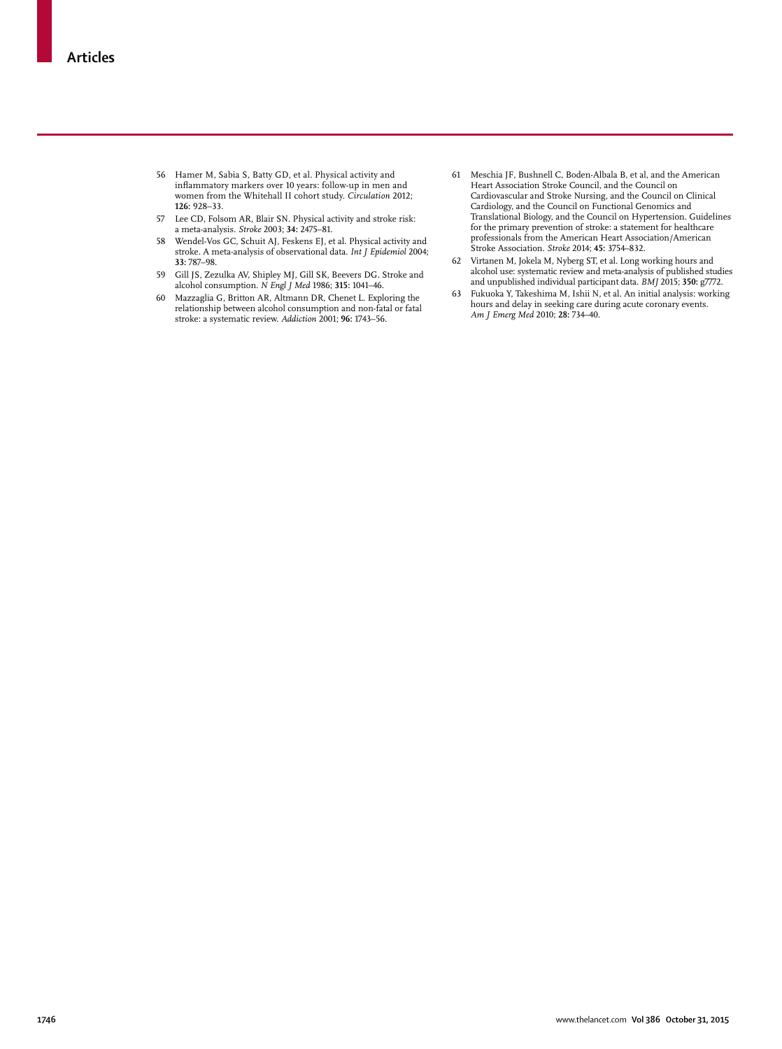56 Hamer M, Sabia S, Batty GD, et al. Physical activity and inflammatory markers over 10 years: follow-up in men and women from the Whitehall II cohort study. *Circulation* 2012; **126:** 928–33.

57 Lee CD, Folsom AR, Blair SN. Physical activity and stroke risk: a meta-analysis. *Stroke* 2003; **34:** 2475–81.

58 Wendel-Vos GC, Schuit AJ, Feskens EJ, et al. Physical activity and stroke. A meta-analysis of observational data. *Int J Epidemiol* 2004; **33:** 787–98.

59 Gill JS, Zezulka AV, Shipley MJ, Gill SK, Beevers DG. Stroke and alcohol consumption. *N Engl J Med* 1986; **315:** 1041–46.

60 Mazzaglia G, Britton AR, Altmann DR, Chenet L. Exploring the relationship between alcohol consumption and non-fatal or fatal stroke: a systematic review. *Addiction* 2001; **96:** 1743–56.

61 Meschia JF, Bushnell C, Boden-Albala B, et al, and the American Heart Association Stroke Council, and the Council on Cardiovascular and Stroke Nursing, and the Council on Clinical Cardiology, and the Council on Functional Genomics and Translational Biology, and the Council on Hypertension. Guidelines for the primary prevention of stroke: a statement for healthcare professionals from the American Heart Association/American Stroke Association. *Stroke* 2014; **45:** 3754–832.

62 Virtanen M, Jokela M, Nyberg ST, et al. Long working hours and alcohol use: systematic review and meta-analysis of published studies and unpublished individual participant data. *BMJ* 2015; **350:** g7772.

63 Fukuoka Y, Takeshima M, Ishii N, et al. An initial analysis: working hours and delay in seeking care during acute coronary events. *Am J Emerg Med* 2010; **28:** 734–40.